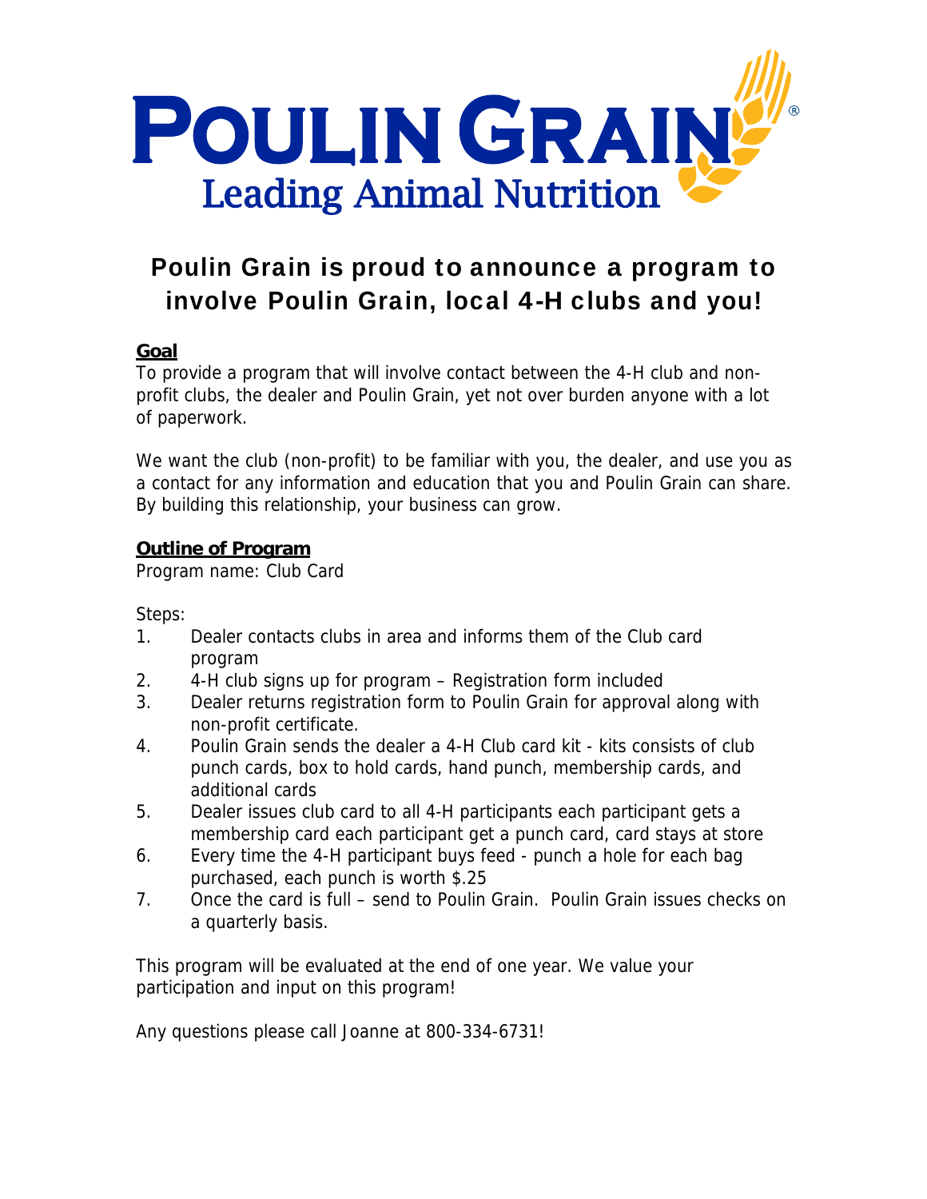# POULIN GRAIN®

Leading Animal Nutrition

## Poulin Grain is proud to announce a program to involve Poulin Grain, local 4-H clubs and you!

**Goal**

To provide a program that will involve contact between the 4-H club and non-profit clubs, the dealer and Poulin Grain, yet not over burden anyone with a lot of paperwork.

We want the club (non-profit) to be familiar with you, the dealer, and use you as a contact for any information and education that you and Poulin Grain can share. By building this relationship, your business can grow.

**Outline of Program**

Program name: Club Card

Steps:

1. Dealer contacts clubs in area and informs them of the Club card program
2. 4-H club signs up for program – Registration form included
3. Dealer returns registration form to Poulin Grain for approval along with non-profit certificate.
4. Poulin Grain sends the dealer a 4-H Club card kit - kits consists of club punch cards, box to hold cards, hand punch, membership cards, and additional cards
5. Dealer issues club card to all 4-H participants each participant gets a membership card each participant get a punch card, card stays at store
6. Every time the 4-H participant buys feed - punch a hole for each bag purchased, each punch is worth $.25
7. Once the card is full – send to Poulin Grain. Poulin Grain issues checks on a quarterly basis.

This program will be evaluated at the end of one year. We value your participation and input on this program!

Any questions please call Joanne at 800-334-6731!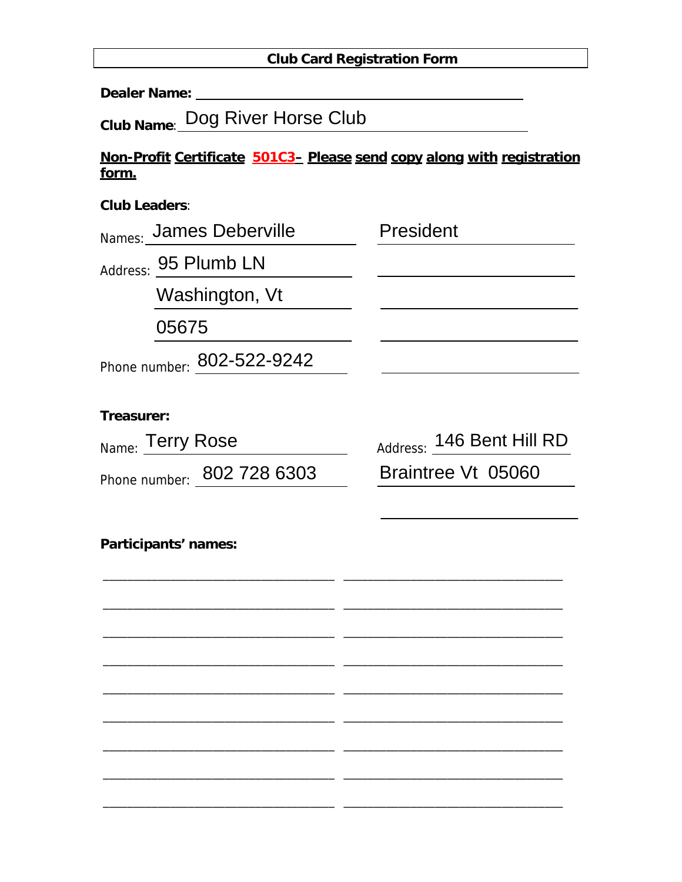**Club Card Registration Form**

**Dealer Name:** ____________________________________________

**Club Name**: Dog River Horse Club

**Non-Profit Certificate 501C3– Please send copy along with registration form.**

**Club Leaders**:

Names: James Deberville — President

Address: 95 Plumb LN
Washington, Vt
05675

Phone number: 802-522-9242

**Treasurer:**

Name: Terry Rose

Phone number: 802 728 6303

Address: 146 Bent Hill RD
Braintree Vt 05060

**Participants' names:**

______________________________ ______________________________

______________________________ ______________________________

______________________________ ______________________________

______________________________ ______________________________

______________________________ ______________________________

______________________________ ______________________________

______________________________ ______________________________

______________________________ ______________________________

______________________________ ______________________________